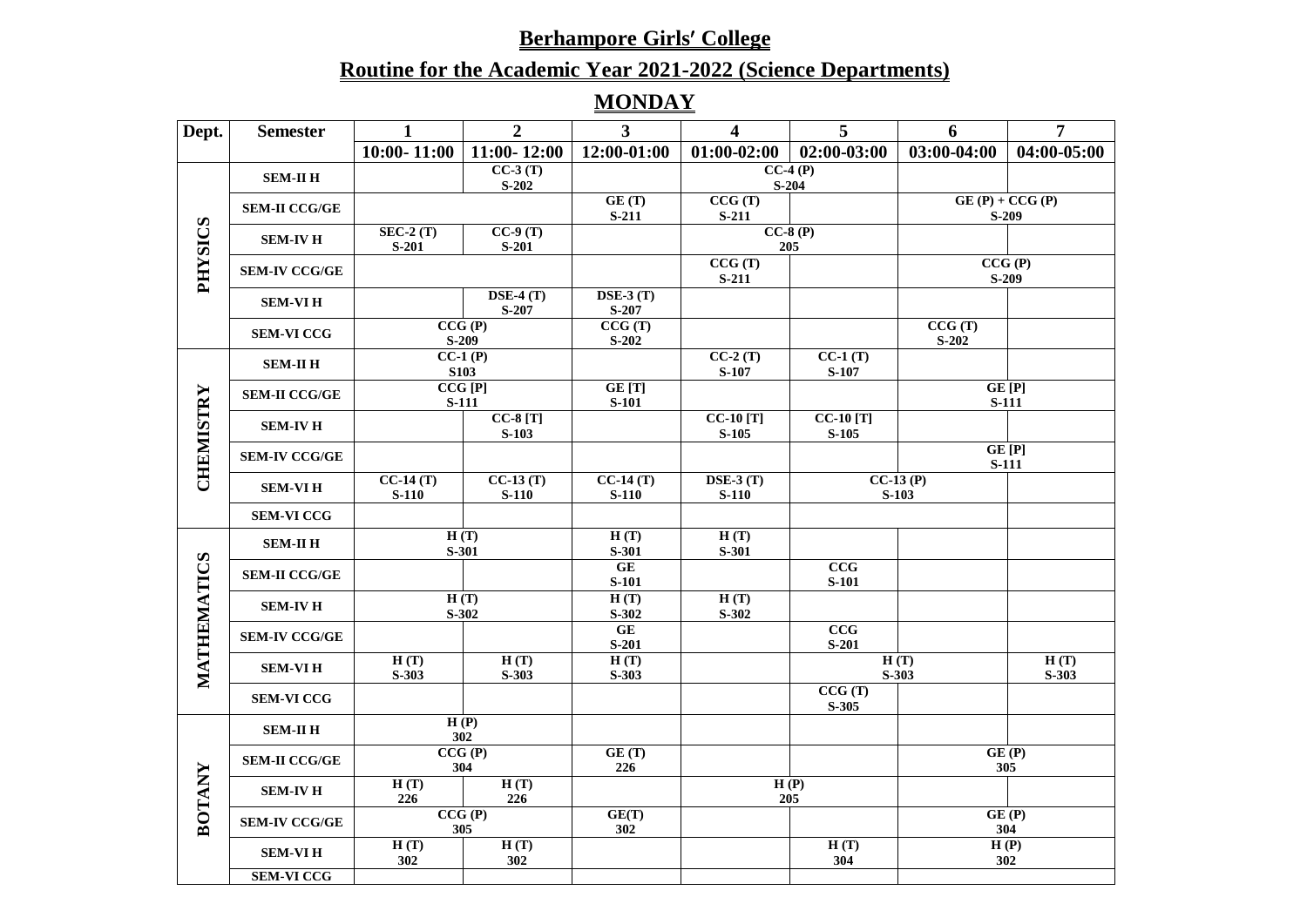# Berhampore Girls′ College

## Routine for the Academic Year 2021-2022 (Science Departments)

## MONDAY

| Dept. | Semester | 1 | 2 | 3 | 4 | 5 | 6 | 7 |
|---|---|---|---|---|---|---|---|---|
| | | 10:00- 11:00 | 11:00- 12:00 | 12:00-01:00 | 01:00-02:00 | 02:00-03:00 | 03:00-04:00 | 04:00-05:00 |
| PHYSICS | SEM-II H | | CC-3 (T) S-202 | | CC-4 (P) S-204 | | | |
| | SEM-II CCG/GE | | | GE (T) S-211 | CCG (T) S-211 | | GE (P) + CCG (P) S-209 | |
| | SEM-IV H | SEC-2 (T) S-201 | CC-9 (T) S-201 | | CC-8 (P) 205 | | | |
| | SEM-IV CCG/GE | | | | CCG (T) S-211 | | CCG (P) S-209 | |
| | SEM-VI H | | DSE-4 (T) S-207 | DSE-3 (T) S-207 | | | | |
| | SEM-VI CCG | CCG (P) S-209 | | CCG (T) S-202 | | | CCG (T) S-202 | |
| CHEMISTRY | SEM-II H | CC-1 (P) S103 | | | CC-2 (T) S-107 | CC-1 (T) S-107 | | |
| | SEM-II CCG/GE | CCG [P] S-111 | | GE [T] S-101 | | | GE [P] S-111 | |
| | SEM-IV H | | CC-8 [T] S-103 | | CC-10 [T] S-105 | CC-10 [T] S-105 | | |
| | SEM-IV CCG/GE | | | | | | GE [P] S-111 | |
| | SEM-VI H | CC-14 (T) S-110 | CC-13 (T) S-110 | CC-14 (T) S-110 | DSE-3 (T) S-110 | CC-13 (P) S-103 | | |
| | SEM-VI CCG | | | | | | | |
| MATHEMATICS | SEM-II H | H (T) S-301 | | H (T) S-301 | H (T) S-301 | | | |
| | SEM-II CCG/GE | | | GE S-101 | | CCG S-101 | | |
| | SEM-IV H | H (T) S-302 | | H (T) S-302 | H (T) S-302 | | | |
| | SEM-IV CCG/GE | | | GE S-201 | | CCG S-201 | | |
| | SEM-VI H | H (T) S-303 | H (T) S-303 | H (T) S-303 | | H (T) S-303 | | H (T) S-303 |
| | SEM-VI CCG | | | | | CCG (T) S-305 | | |
| BOTANY | SEM-II H | H (P) 302 | | | | | | |
| | SEM-II CCG/GE | CCG (P) 304 | | GE (T) 226 | | | GE (P) 305 | |
| | SEM-IV H | H (T) 226 | H (T) 226 | | H (P) 205 | | | |
| | SEM-IV CCG/GE | CCG (P) 305 | | GE(T) 302 | | | GE (P) 304 | |
| | SEM-VI H | H (T) 302 | H (T) 302 | | | H (T) 304 | H (P) 302 | |
| | SEM-VI CCG | | | | | | | |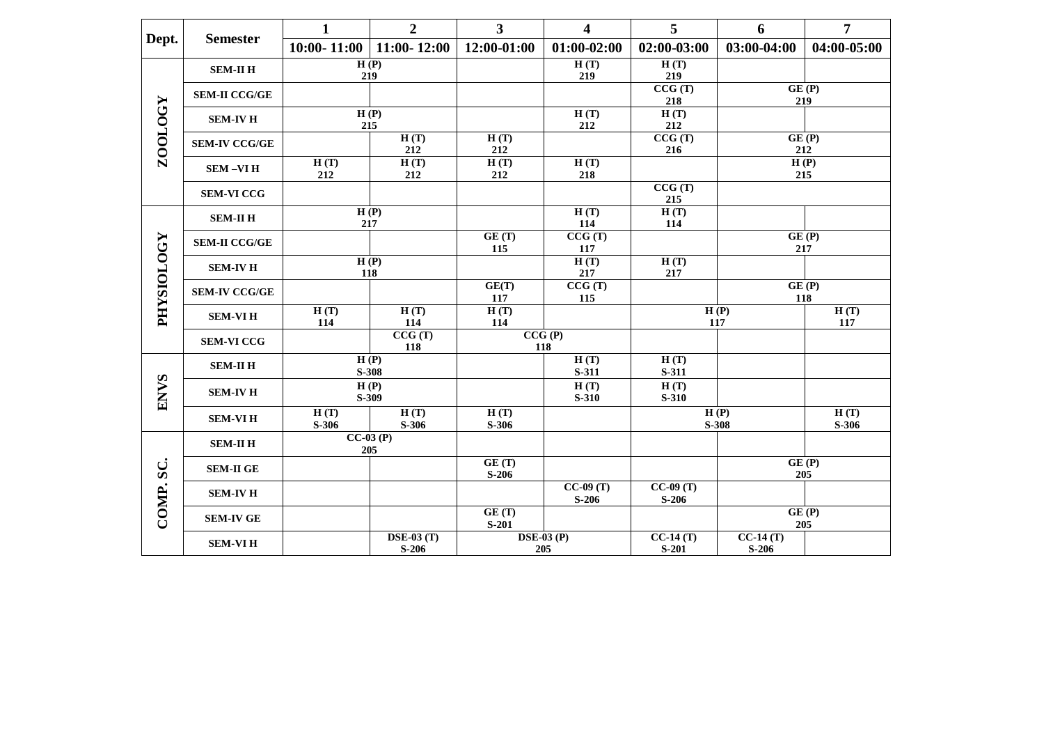| Dept. | Semester | 1<br>10:00- 11:00 | 2<br>11:00- 12:00 | 3<br>12:00-01:00 | 4<br>01:00-02:00 | 5<br>02:00-03:00 | 6<br>03:00-04:00 | 7<br>04:00-05:00 |
|---|---|---|---|---|---|---|---|---|
| ZOOLOGY | SEM-II H | H (P)<br>219 | | | H (T)<br>219 | H (T)<br>219 | | |
| | SEM-II CCG/GE | | | | | CCG (T)<br>218 | GE (P)<br>219 | |
| | SEM-IV H | H (P)<br>215 | | | H (T)<br>212 | H (T)<br>212 | | |
| | SEM-IV CCG/GE | | H (T)<br>212 | H (T)<br>212 | | CCG (T)<br>216 | GE (P)<br>212 | |
| | SEM –VI H | H (T)<br>212 | H (T)<br>212 | H (T)<br>212 | H (T)<br>218 | | H (P)<br>215 | |
| | SEM-VI CCG | | | | | CCG (T)<br>215 | | |
| PHYSIOLOGY | SEM-II H | H (P)<br>217 | | | H (T)<br>114 | H (T)<br>114 | | |
| | SEM-II CCG/GE | | | GE (T)<br>115 | CCG (T)<br>117 | | GE (P)<br>217 | |
| | SEM-IV H | H (P)<br>118 | | | H (T)<br>217 | H (T)<br>217 | | |
| | SEM-IV CCG/GE | | | GE(T)<br>117 | CCG (T)<br>115 | | GE (P)<br>118 | |
| | SEM-VI H | H (T)<br>114 | H (T)<br>114 | H (T)<br>114 | | H (P)<br>117 | | H (T)<br>117 |
| | SEM-VI CCG | | CCG (T)<br>118 | CCG (P)<br>118 | | | | |
| ENVS | SEM-II H | H (P)<br>S-308 | | | H (T)<br>S-311 | H (T)<br>S-311 | | |
| | SEM-IV H | H (P)<br>S-309 | | | H (T)<br>S-310 | H (T)<br>S-310 | | |
| | SEM-VI H | H (T)<br>S-306 | H (T)<br>S-306 | H (T)<br>S-306 | | H (P)<br>S-308 | | H (T)<br>S-306 |
| COMP. SC. | SEM-II H | CC-03 (P)<br>205 | | | | | | |
| | SEM-II GE | | | GE (T)<br>S-206 | | | GE (P)<br>205 | |
| | SEM-IV H | | | | CC-09 (T)<br>S-206 | CC-09 (T)<br>S-206 | | |
| | SEM-IV GE | | | GE (T)<br>S-201 | | | GE (P)<br>205 | |
| | SEM-VI H | | DSE-03 (T)<br>S-206 | DSE-03 (P)<br>205 | | CC-14 (T)<br>S-201 | CC-14 (T)<br>S-206 | |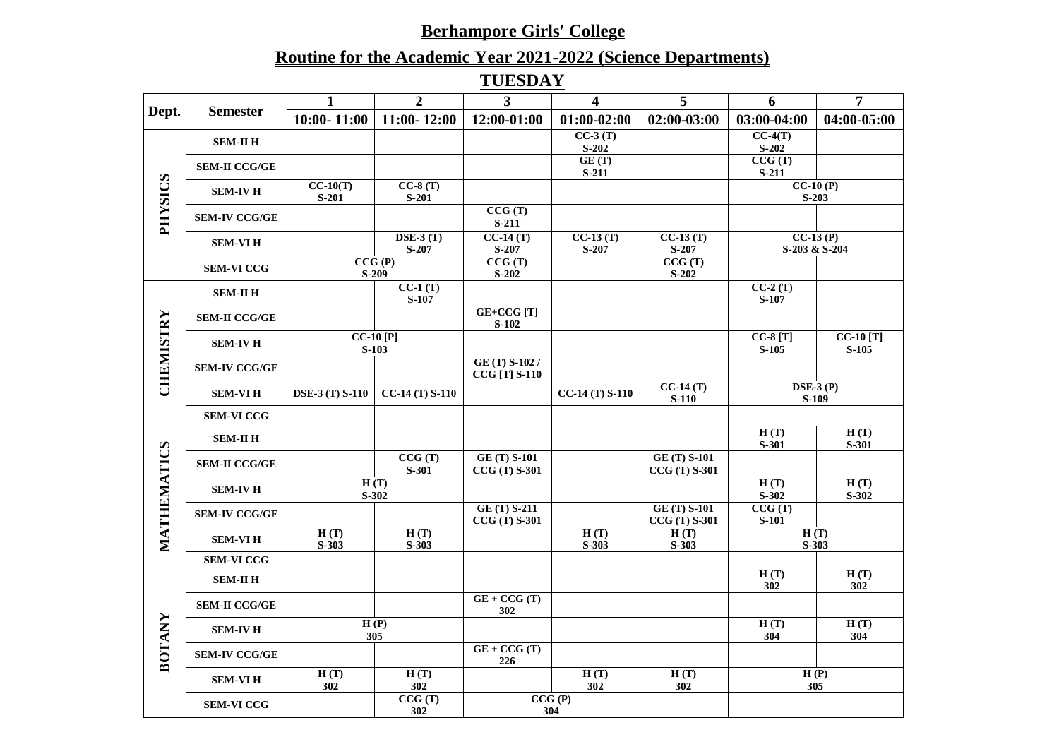# Berhampore Girls′ College

## Routine for the Academic Year 2021-2022 (Science Departments)

## TUESDAY

| Dept. | Semester | 1 | 2 | 3 | 4 | 5 | 6 | 7 |
|---|---|---|---|---|---|---|---|---|
| | | 10:00- 11:00 | 11:00- 12:00 | 12:00-01:00 | 01:00-02:00 | 02:00-03:00 | 03:00-04:00 | 04:00-05:00 |
| PHYSICS | SEM-II H | | | | CC-3 (T) S-202 | | CC-4(T) S-202 | |
| | SEM-II CCG/GE | | | | GE (T) S-211 | | CCG (T) S-211 | |
| | SEM-IV H | CC-10(T) S-201 | CC-8 (T) S-201 | | | | CC-10 (P) S-203 | |
| | SEM-IV CCG/GE | | | CCG (T) S-211 | | | | |
| | SEM-VI H | | DSE-3 (T) S-207 | CC-14 (T) S-207 | CC-13 (T) S-207 | CC-13 (T) S-207 | CC-13 (P) S-203 & S-204 | |
| | SEM-VI CCG | CCG (P) S-209 | | CCG (T) S-202 | | CCG (T) S-202 | | |
| CHEMISTRY | SEM-II H | | CC-1 (T) S-107 | | | | CC-2 (T) S-107 | |
| | SEM-II CCG/GE | | | GE+CCG [T] S-102 | | | | |
| | SEM-IV H | CC-10 [P] S-103 | | | | | CC-8 [T] S-105 | CC-10 [T] S-105 |
| | SEM-IV CCG/GE | | | GE (T) S-102 / CCG [T] S-110 | | | | |
| | SEM-VI H | DSE-3 (T) S-110 | CC-14 (T) S-110 | | CC-14 (T) S-110 | CC-14 (T) S-110 | DSE-3 (P) S-109 | |
| | SEM-VI CCG | | | | | | | |
| MATHEMATICS | SEM-II H | | | | | | H (T) S-301 | H (T) S-301 |
| | SEM-II CCG/GE | | CCG (T) S-301 | GE (T) S-101 CCG (T) S-301 | | GE (T) S-101 CCG (T) S-301 | | |
| | SEM-IV H | H (T) S-302 | | | | | H (T) S-302 | H (T) S-302 |
| | SEM-IV CCG/GE | | | GE (T) S-211 CCG (T) S-301 | | GE (T) S-101 CCG (T) S-301 | CCG (T) S-101 | |
| | SEM-VI H | H (T) S-303 | H (T) S-303 | | H (T) S-303 | H (T) S-303 | H (T) S-303 | |
| | SEM-VI CCG | | | | | | | |
| BOTANY | SEM-II H | | | | | | H (T) 302 | H (T) 302 |
| | SEM-II CCG/GE | | | GE + CCG (T) 302 | | | | |
| | SEM-IV H | H (P) 305 | | | | | H (T) 304 | H (T) 304 |
| | SEM-IV CCG/GE | | | GE + CCG (T) 226 | | | | |
| | SEM-VI H | H (T) 302 | H (T) 302 | | H (T) 302 | H (T) 302 | H (P) 305 | |
| | SEM-VI CCG | | CCG (T) 302 | CCG (P) 304 | | | | |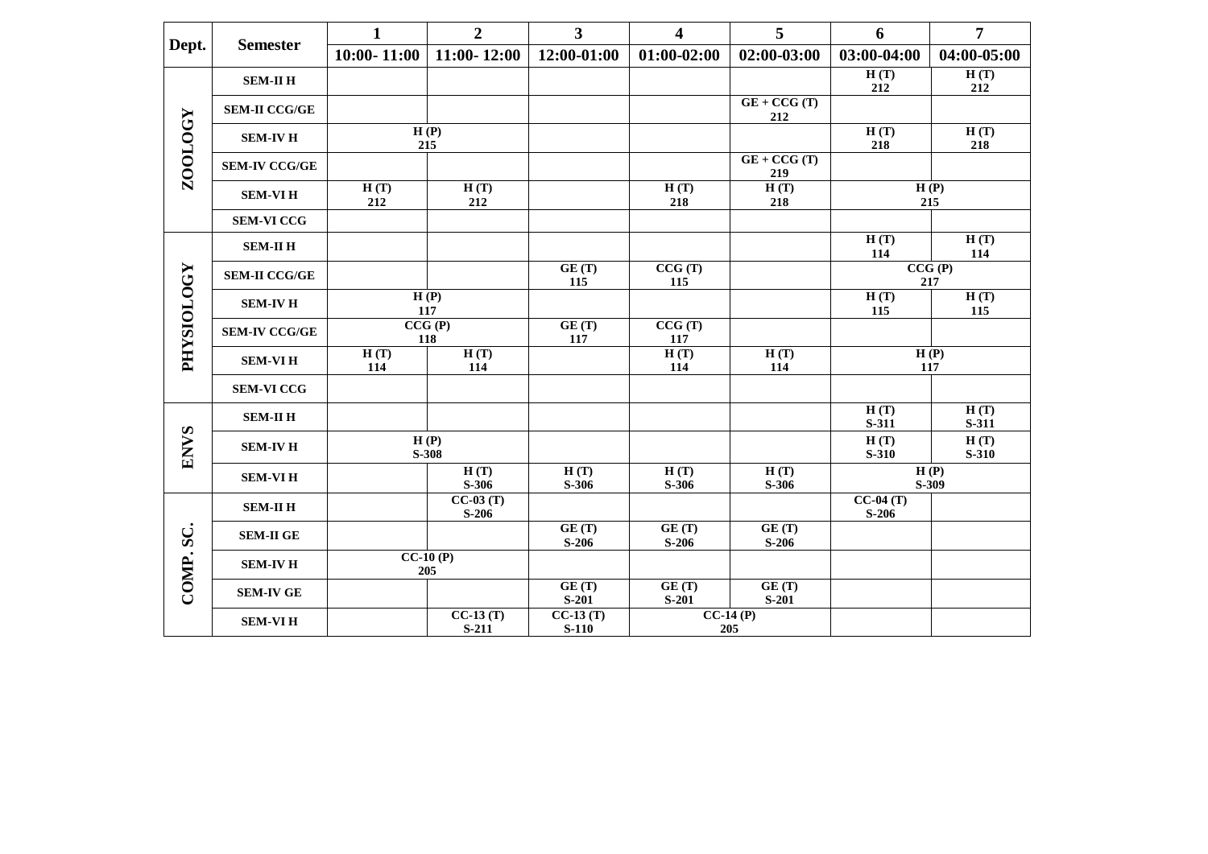| Dept. | Semester | 1 | 2 | 3 | 4 | 5 | 6 | 7 |
|---|---|---|---|---|---|---|---|---|
| | | 10:00- 11:00 | 11:00- 12:00 | 12:00-01:00 | 01:00-02:00 | 02:00-03:00 | 03:00-04:00 | 04:00-05:00 |
| ZOOLOGY | SEM-II H | | | | | | H (T) 212 | H (T) 212 |
| | SEM-II CCG/GE | | | | | GE + CCG (T) 212 | | |
| | SEM-IV H | H (P) 215 | | | | | H (T) 218 | H (T) 218 |
| | SEM-IV CCG/GE | | | | | GE + CCG (T) 219 | | |
| | SEM-VI H | H (T) 212 | H (T) 212 | | H (T) 218 | H (T) 218 | H (P) 215 | |
| | SEM-VI CCG | | | | | | | |
| PHYSIOLOGY | SEM-II H | | | | | | H (T) 114 | H (T) 114 |
| | SEM-II CCG/GE | | | GE (T) 115 | CCG (T) 115 | | CCG (P) 217 | |
| | SEM-IV H | H (P) 117 | | | | | H (T) 115 | H (T) 115 |
| | SEM-IV CCG/GE | CCG (P) 118 | | GE (T) 117 | CCG (T) 117 | | | |
| | SEM-VI H | H (T) 114 | H (T) 114 | | H (T) 114 | H (T) 114 | H (P) 117 | |
| | SEM-VI CCG | | | | | | | |
| ENVS | SEM-II H | | | | | | H (T) S-311 | H (T) S-311 |
| | SEM-IV H | H (P) S-308 | | | | | H (T) S-310 | H (T) S-310 |
| | SEM-VI H | | H (T) S-306 | H (T) S-306 | H (T) S-306 | H (T) S-306 | H (P) S-309 | |
| COMP. SC. | SEM-II H | | CC-03 (T) S-206 | | | | CC-04 (T) S-206 | |
| | SEM-II GE | | | GE (T) S-206 | GE (T) S-206 | GE (T) S-206 | | |
| | SEM-IV H | CC-10 (P) 205 | | | | | | |
| | SEM-IV GE | | | GE (T) S-201 | GE (T) S-201 | GE (T) S-201 | | |
| | SEM-VI H | | CC-13 (T) S-211 | CC-13 (T) S-110 | CC-14 (P) 205 | | | |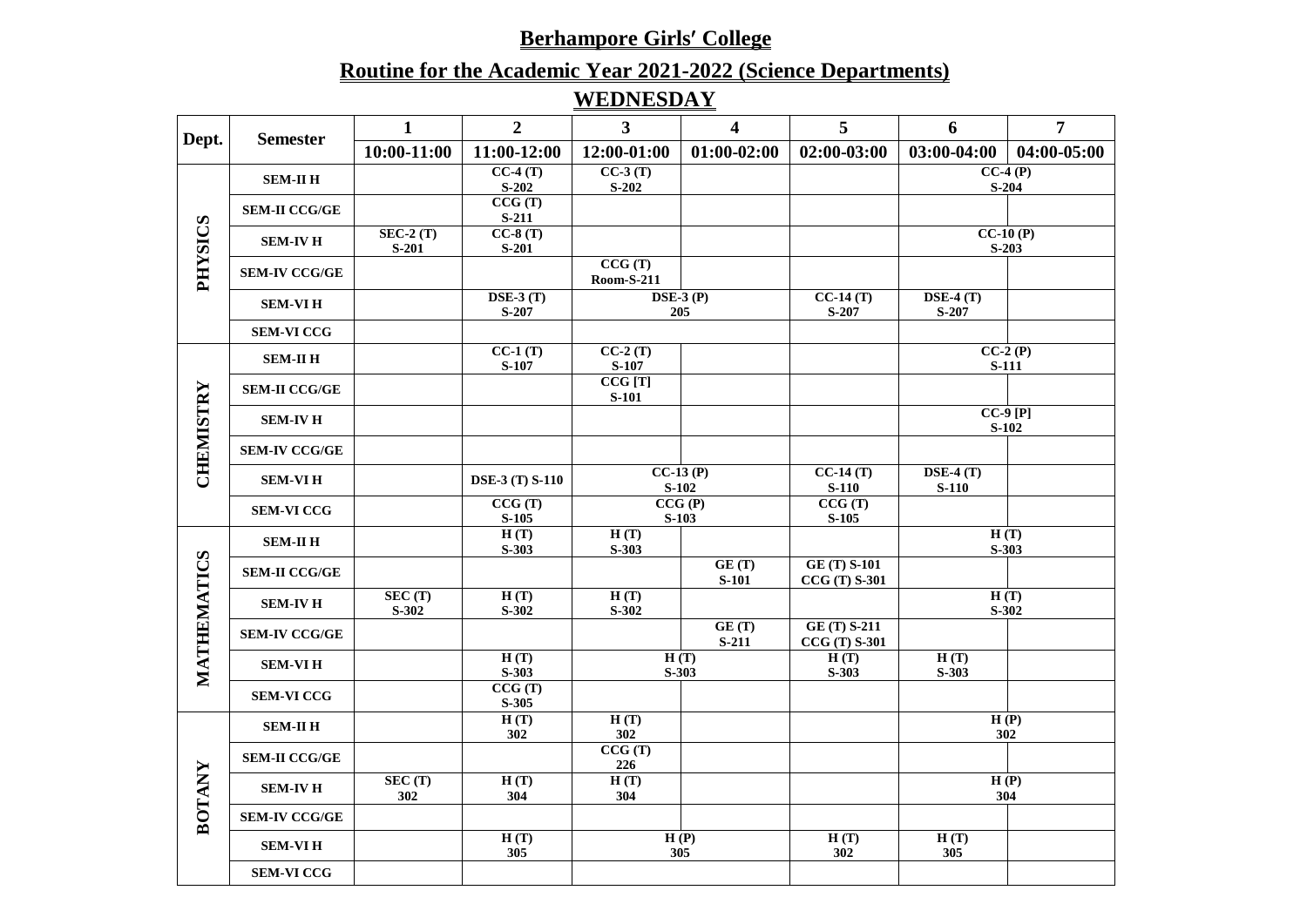# Berhampore Girls′ College

## Routine for the Academic Year 2021-2022 (Science Departments)

## WEDNESDAY

| Dept. | Semester | 1 | 2 | 3 | 4 | 5 | 6 | 7 |
|---|---|---|---|---|---|---|---|---|
| | | 10:00-11:00 | 11:00-12:00 | 12:00-01:00 | 01:00-02:00 | 02:00-03:00 | 03:00-04:00 | 04:00-05:00 |
| PHYSICS | SEM-II H | | CC-4 (T) S-202 | CC-3 (T) S-202 | | | CC-4 (P) S-204 | |
| | SEM-II CCG/GE | | CCG (T) S-211 | | | | | |
| | SEM-IV H | SEC-2 (T) S-201 | CC-8 (T) S-201 | | | | CC-10 (P) S-203 | |
| | SEM-IV CCG/GE | | | CCG (T) Room-S-211 | | | | |
| | SEM-VI H | | DSE-3 (T) S-207 | DSE-3 (P) 205 | | CC-14 (T) S-207 | DSE-4 (T) S-207 | |
| | SEM-VI CCG | | | | | | | |
| CHEMISTRY | SEM-II H | | CC-1 (T) S-107 | CC-2 (T) S-107 | | | CC-2 (P) S-111 | |
| | SEM-II CCG/GE | | | CCG [T] S-101 | | | | |
| | SEM-IV H | | | | | | CC-9 [P] S-102 | |
| | SEM-IV CCG/GE | | | | | | | |
| | SEM-VI H | | DSE-3 (T) S-110 | CC-13 (P) S-102 | | CC-14 (T) S-110 | DSE-4 (T) S-110 | |
| | SEM-VI CCG | | CCG (T) S-105 | CCG (P) S-103 | | CCG (T) S-105 | | |
| MATHEMATICS | SEM-II H | | H (T) S-303 | H (T) S-303 | | | H (T) S-303 | |
| | SEM-II CCG/GE | | | | GE (T) S-101 | GE (T) S-101 CCG (T) S-301 | | |
| | SEM-IV H | SEC (T) S-302 | H (T) S-302 | H (T) S-302 | | | H (T) S-302 | |
| | SEM-IV CCG/GE | | | | GE (T) S-211 | GE (T) S-211 CCG (T) S-301 | | |
| | SEM-VI H | | H (T) S-303 | H (T) S-303 | | H (T) S-303 | H (T) S-303 | |
| | SEM-VI CCG | | CCG (T) S-305 | | | | | |
| BOTANY | SEM-II H | | H (T) 302 | H (T) 302 | | | H (P) 302 | |
| | SEM-II CCG/GE | | | CCG (T) 226 | | | | |
| | SEM-IV H | SEC (T) 302 | H (T) 304 | H (T) 304 | | | H (P) 304 | |
| | SEM-IV CCG/GE | | | | | | | |
| | SEM-VI H | | H (T) 305 | H (P) 305 | | H (T) 302 | H (T) 305 | |
| | SEM-VI CCG | | | | | | | |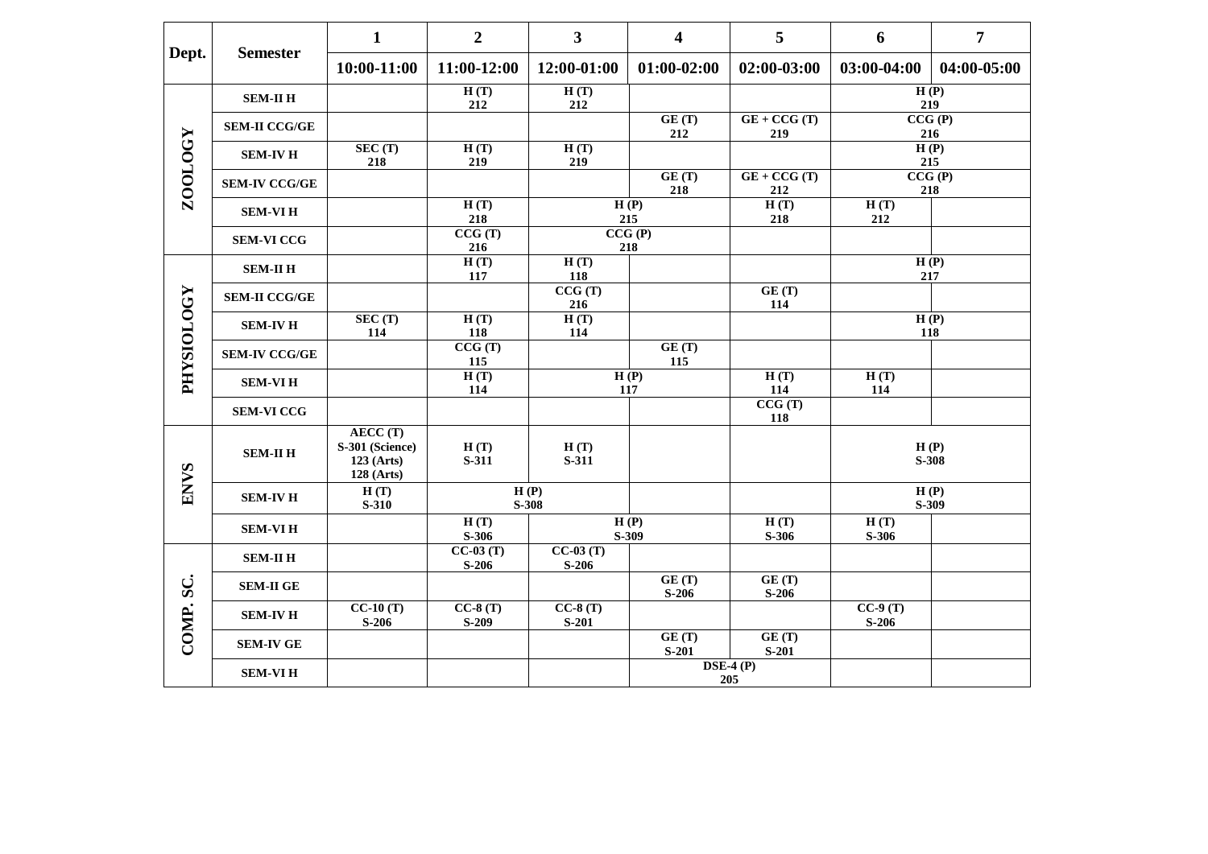| Dept. | Semester | 1<br>10:00-11:00 | 2<br>11:00-12:00 | 3<br>12:00-01:00 | 4<br>01:00-02:00 | 5<br>02:00-03:00 | 6<br>03:00-04:00 | 7<br>04:00-05:00 |
|---|---|---|---|---|---|---|---|---|
| ZOOLOGY | SEM-II H | | H (T)<br>212 | H (T)<br>212 | | | H (P)<br>219 | |
| | SEM-II CCG/GE | | | | GE (T)<br>212 | GE + CCG (T)<br>219 | CCG (P)<br>216 | |
| | SEM-IV H | SEC (T)<br>218 | H (T)<br>219 | H (T)<br>219 | | | H (P)<br>215 | |
| | SEM-IV CCG/GE | | | | GE (T)<br>218 | GE + CCG (T)<br>212 | CCG (P)<br>218 | |
| | SEM-VI H | | H (T)<br>218 | H (P)<br>215 | | H (T)<br>218 | H (T)<br>212 | |
| | SEM-VI CCG | | CCG (T)<br>216 | CCG (P)<br>218 | | | | |
| PHYSIOLOGY | SEM-II H | | H (T)<br>117 | H (T)<br>118 | | | H (P)<br>217 | |
| | SEM-II CCG/GE | | | CCG (T)<br>216 | | GE (T)<br>114 | | |
| | SEM-IV H | SEC (T)<br>114 | H (T)<br>118 | H (T)<br>114 | | | H (P)<br>118 | |
| | SEM-IV CCG/GE | | CCG (T)<br>115 | | GE (T)<br>115 | | | |
| | SEM-VI H | | H (T)<br>114 | H (P)<br>117 | | H (T)<br>114 | H (T)<br>114 | |
| | SEM-VI CCG | | | | | CCG (T)<br>118 | | |
| ENVS | SEM-II H | AECC (T)<br>S-301 (Science)<br>123 (Arts)<br>128 (Arts) | H (T)<br>S-311 | H (T)<br>S-311 | | | H (P)<br>S-308 | |
| | SEM-IV H | H (T)<br>S-310 | H (P)<br>S-308 | | | | H (P)<br>S-309 | |
| | SEM-VI H | | H (T)<br>S-306 | H (P)<br>S-309 | | H (T)<br>S-306 | H (T)<br>S-306 | |
| COMP. SC. | SEM-II H | | CC-03 (T)<br>S-206 | CC-03 (T)<br>S-206 | | | | |
| | SEM-II GE | | | | GE (T)<br>S-206 | GE (T)<br>S-206 | | |
| | SEM-IV H | CC-10 (T)<br>S-206 | CC-8 (T)<br>S-209 | CC-8 (T)<br>S-201 | | | CC-9 (T)<br>S-206 | |
| | SEM-IV GE | | | | GE (T)<br>S-201 | GE (T)<br>S-201 | | |
| | SEM-VI H | | | | DSE-4 (P)<br>205 | | | |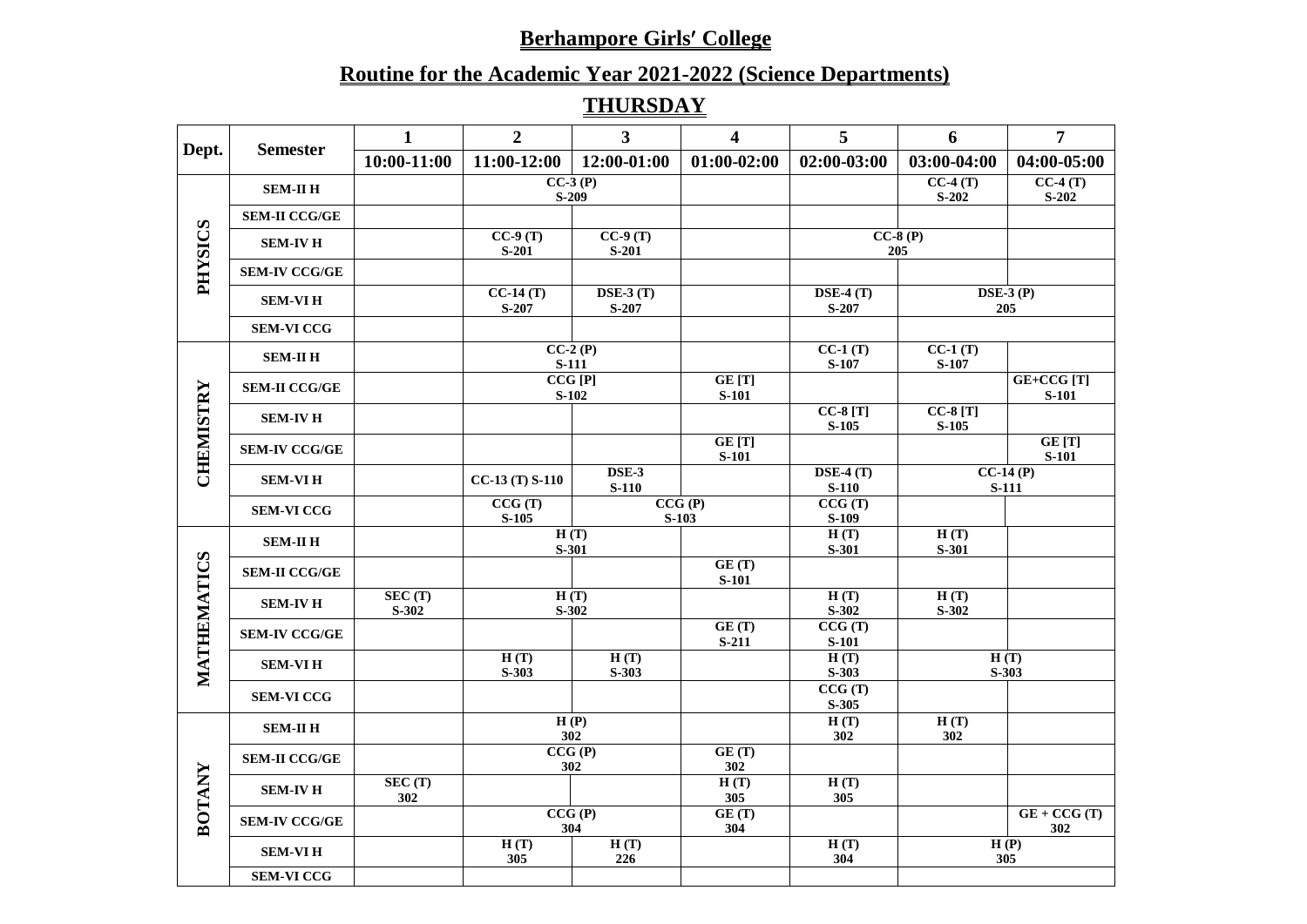**Berhampore Girls′ College**

**Routine for the Academic Year 2021-2022 (Science Departments)**

**THURSDAY**

| Dept. | Semester | 1 | 2 | 3 | 4 | 5 | 6 | 7 |
|---|---|---|---|---|---|---|---|---|
| | | 10:00-11:00 | 11:00-12:00 | 12:00-01:00 | 01:00-02:00 | 02:00-03:00 | 03:00-04:00 | 04:00-05:00 |
| PHYSICS | SEM-II H | | CC-3 (P) S-209 | | | | CC-4 (T) S-202 | CC-4 (T) S-202 |
| | SEM-II CCG/GE | | | | | | | |
| | SEM-IV H | | CC-9 (T) S-201 | CC-9 (T) S-201 | | CC-8 (P) 205 | | |
| | SEM-IV CCG/GE | | | | | | | |
| | SEM-VI H | | CC-14 (T) S-207 | DSE-3 (T) S-207 | | DSE-4 (T) S-207 | DSE-3 (P) 205 | |
| | SEM-VI CCG | | | | | | | |
| CHEMISTRY | SEM-II H | | CC-2 (P) S-111 | | | CC-1 (T) S-107 | CC-1 (T) S-107 | |
| | SEM-II CCG/GE | | CCG [P] S-102 | | GE [T] S-101 | | | GE+CCG [T] S-101 |
| | SEM-IV H | | | | | CC-8 [T] S-105 | CC-8 [T] S-105 | |
| | SEM-IV CCG/GE | | | | GE [T] S-101 | | | GE [T] S-101 |
| | SEM-VI H | | CC-13 (T) S-110 | DSE-3 S-110 | | DSE-4 (T) S-110 | CC-14 (P) S-111 | |
| | SEM-VI CCG | | CCG (T) S-105 | CCG (P) S-103 | | CCG (T) S-109 | | |
| MATHEMATICS | SEM-II H | | H (T) S-301 | | | H (T) S-301 | H (T) S-301 | |
| | SEM-II CCG/GE | | | | GE (T) S-101 | | | |
| | SEM-IV H | SEC (T) S-302 | H (T) S-302 | | | H (T) S-302 | H (T) S-302 | |
| | SEM-IV CCG/GE | | | | GE (T) S-211 | CCG (T) S-101 | | |
| | SEM-VI H | | H (T) S-303 | H (T) S-303 | | H (T) S-303 | H (T) S-303 | |
| | SEM-VI CCG | | | | | CCG (T) S-305 | | |
| BOTANY | SEM-II H | | H (P) 302 | | | H (T) 302 | H (T) 302 | |
| | SEM-II CCG/GE | | CCG (P) 302 | | GE (T) 302 | | | |
| | SEM-IV H | SEC (T) 302 | | | H (T) 305 | H (T) 305 | | |
| | SEM-IV CCG/GE | | CCG (P) 304 | | GE (T) 304 | | | GE + CCG (T) 302 |
| | SEM-VI H | | H (T) 305 | H (T) 226 | | H (T) 304 | H (P) 305 | |
| | SEM-VI CCG | | | | | | | |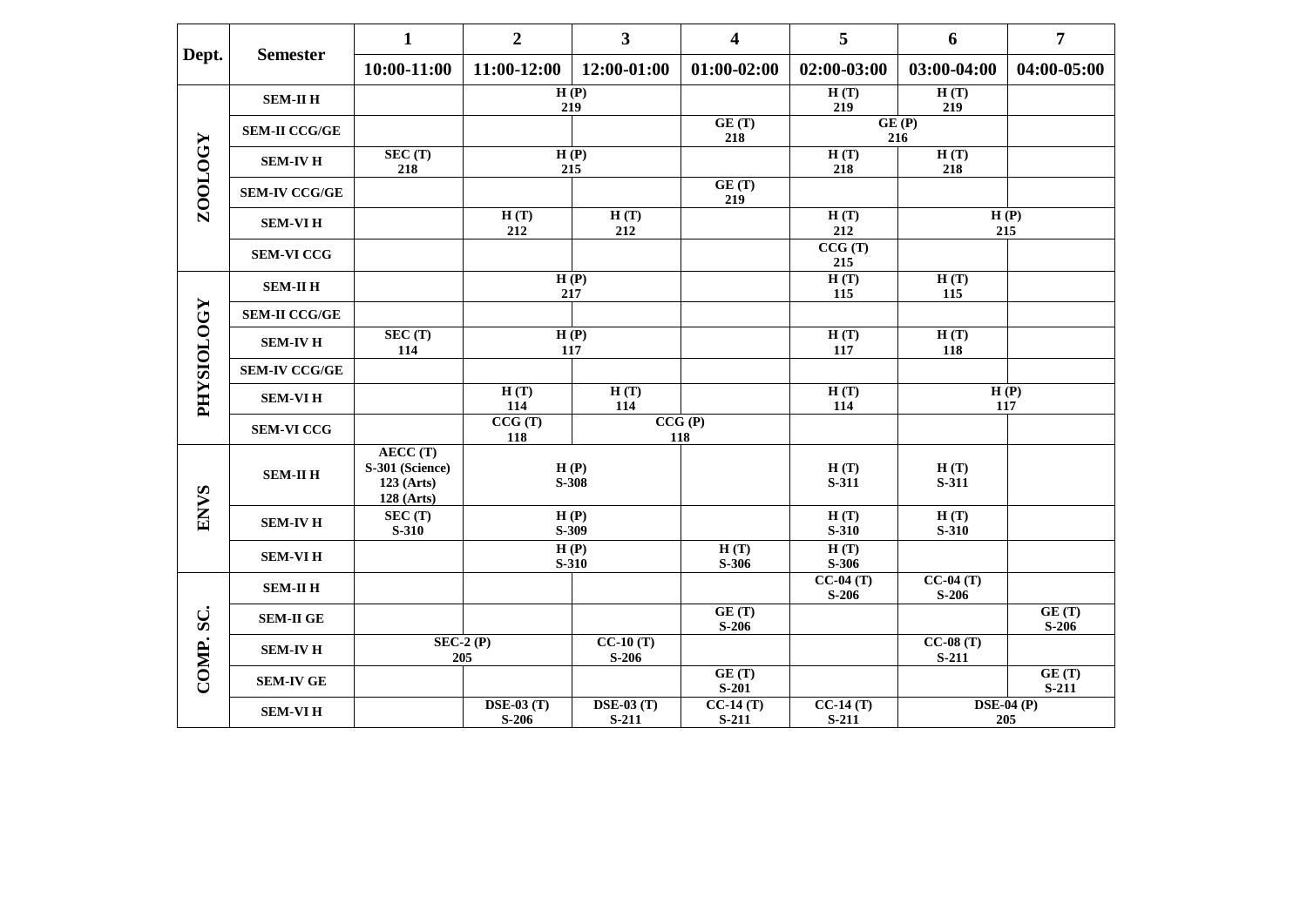| Dept. | Semester | 1 | 2 | 3 | 4 | 5 | 6 | 7 |
|---|---|---|---|---|---|---|---|---|
| | | 10:00-11:00 | 11:00-12:00 | 12:00-01:00 | 01:00-02:00 | 02:00-03:00 | 03:00-04:00 | 04:00-05:00 |
| ZOOLOGY | SEM-II H | | H (P) 219 | | | H (T) 219 | H (T) 219 | |
| | SEM-II CCG/GE | | | | GE (T) 218 | GE (P) 216 | | |
| | SEM-IV H | SEC (T) 218 | H (P) 215 | | | H (T) 218 | H (T) 218 | |
| | SEM-IV CCG/GE | | | | GE (T) 219 | | | |
| | SEM-VI H | | H (T) 212 | H (T) 212 | | H (T) 212 | H (P) 215 | |
| | SEM-VI CCG | | | | | CCG (T) 215 | | |
| PHYSIOLOGY | SEM-II H | | H (P) 217 | | | H (T) 115 | H (T) 115 | |
| | SEM-II CCG/GE | | | | | | | |
| | SEM-IV H | SEC (T) 114 | H (P) 117 | | | H (T) 117 | H (T) 118 | |
| | SEM-IV CCG/GE | | | | | | | |
| | SEM-VI H | | H (T) 114 | H (T) 114 | | H (T) 114 | H (P) 117 | |
| | SEM-VI CCG | | CCG (T) 118 | CCG (P) 118 | | | | |
| ENVS | SEM-II H | AECC (T) S-301 (Science) 123 (Arts) 128 (Arts) | H (P) S-308 | | | H (T) S-311 | H (T) S-311 | |
| | SEM-IV H | SEC (T) S-310 | H (P) S-309 | | | H (T) S-310 | H (T) S-310 | |
| | SEM-VI H | | H (P) S-310 | | H (T) S-306 | H (T) S-306 | | |
| COMP. SC. | SEM-II H | | | | | CC-04 (T) S-206 | CC-04 (T) S-206 | |
| | SEM-II GE | | | | GE (T) S-206 | | | GE (T) S-206 |
| | SEM-IV H | SEC-2 (P) 205 | | CC-10 (T) S-206 | | | CC-08 (T) S-211 | |
| | SEM-IV GE | | | | GE (T) S-201 | | | GE (T) S-211 |
| | SEM-VI H | | DSE-03 (T) S-206 | DSE-03 (T) S-211 | CC-14 (T) S-211 | CC-14 (T) S-211 | DSE-04 (P) 205 | |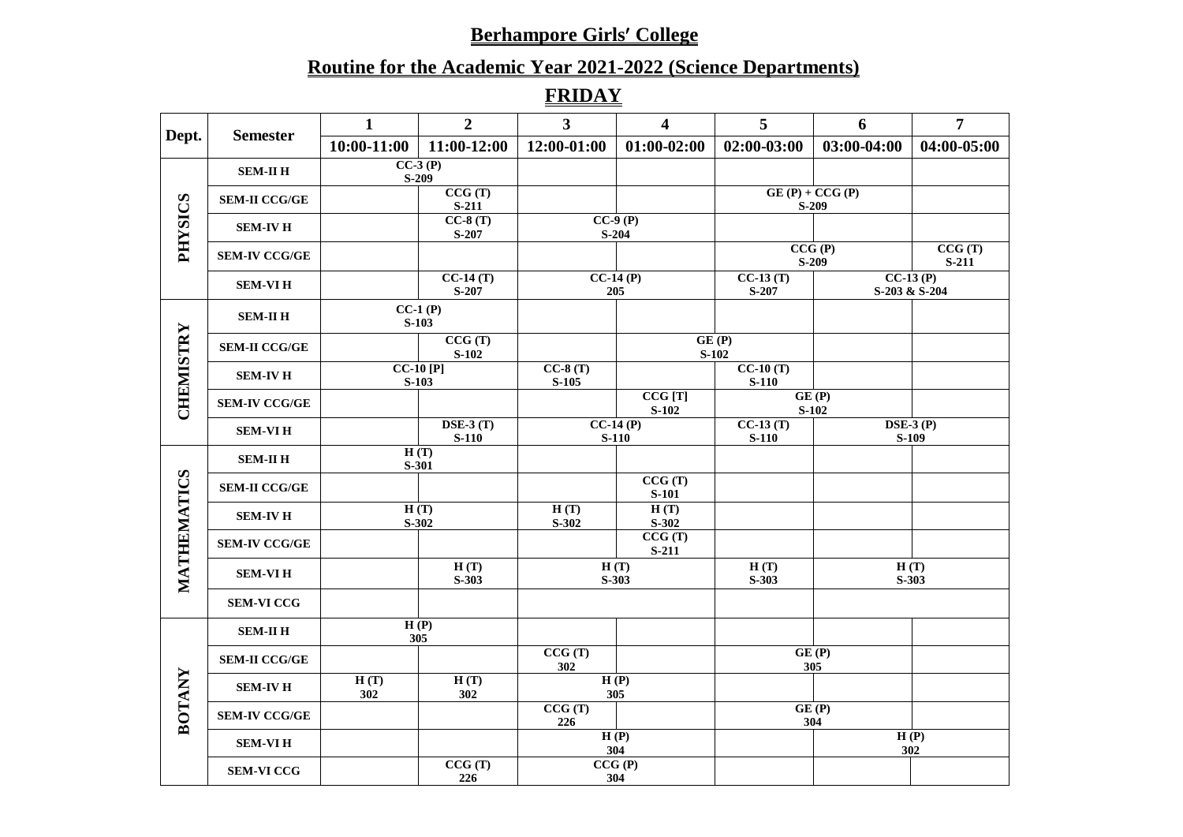**Berhampore Girls′ College**

**Routine for the Academic Year 2021-2022 (Science Departments)**

**FRIDAY**

| Dept. | Semester | 1 | 2 | 3 | 4 | 5 | 6 | 7 |
|---|---|---|---|---|---|---|---|---|
| | | 10:00-11:00 | 11:00-12:00 | 12:00-01:00 | 01:00-02:00 | 02:00-03:00 | 03:00-04:00 | 04:00-05:00 |
| PHYSICS | SEM-II H | CC-3 (P) S-209 | | | | | | |
| | SEM-II CCG/GE | | CCG (T) S-211 | | | GE (P) + CCG (P) S-209 | | |
| | SEM-IV H | | CC-8 (T) S-207 | CC-9 (P) S-204 | | | | |
| | SEM-IV CCG/GE | | | | | CCG (P) S-209 | | CCG (T) S-211 |
| | SEM-VI H | | CC-14 (T) S-207 | CC-14 (P) 205 | | CC-13 (T) S-207 | CC-13 (P) S-203 & S-204 | |
| CHEMISTRY | SEM-II H | CC-1 (P) S-103 | | | | | | |
| | SEM-II CCG/GE | | CCG (T) S-102 | | GE (P) S-102 | | | |
| | SEM-IV H | CC-10 [P] S-103 | | CC-8 (T) S-105 | | CC-10 (T) S-110 | | |
| | SEM-IV CCG/GE | | | | CCG [T] S-102 | GE (P) S-102 | | |
| | SEM-VI H | | DSE-3 (T) S-110 | CC-14 (P) S-110 | | CC-13 (T) S-110 | DSE-3 (P) S-109 | |
| MATHEMATICS | SEM-II H | H (T) S-301 | | | | | | |
| | SEM-II CCG/GE | | | | CCG (T) S-101 | | | |
| | SEM-IV H | H (T) S-302 | | H (T) S-302 | H (T) S-302 | | | |
| | SEM-IV CCG/GE | | | | CCG (T) S-211 | | | |
| | SEM-VI H | | H (T) S-303 | H (T) S-303 | | H (T) S-303 | H (T) S-303 | |
| | SEM-VI CCG | | | | | | | |
| BOTANY | SEM-II H | H (P) 305 | | | | | | |
| | SEM-II CCG/GE | | | CCG (T) 302 | | GE (P) 305 | | |
| | SEM-IV H | H (T) 302 | H (T) 302 | H (P) 305 | | | | |
| | SEM-IV CCG/GE | | | CCG (T) 226 | | GE (P) 304 | | |
| | SEM-VI H | | | H (P) 304 | | | H (P) 302 | |
| | SEM-VI CCG | | CCG (T) 226 | CCG (P) 304 | | | | |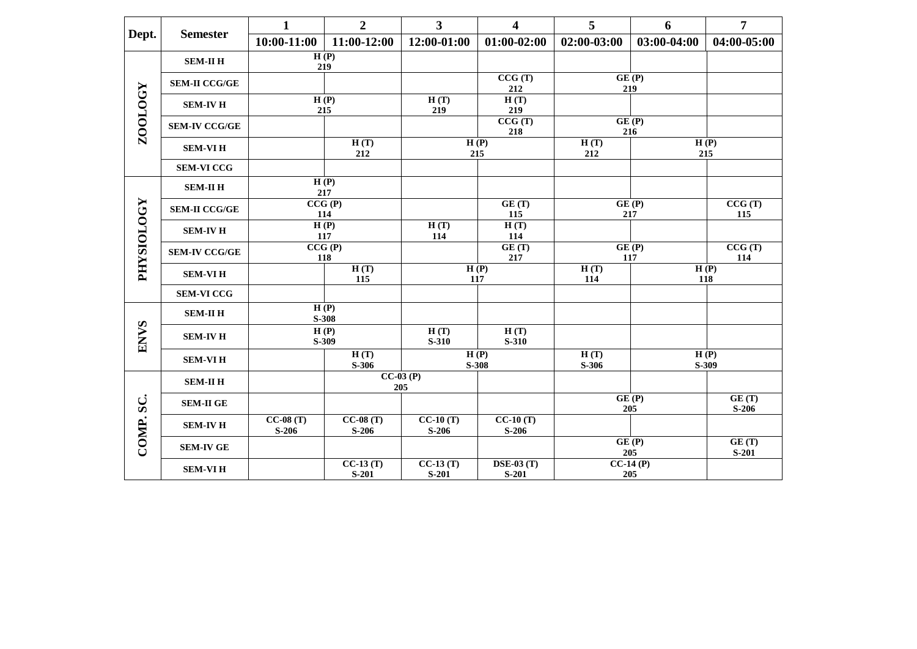| Dept. | Semester | 1 | 2 | 3 | 4 | 5 | 6 | 7 |
|---|---|---|---|---|---|---|---|---|
| | | 10:00-11:00 | 11:00-12:00 | 12:00-01:00 | 01:00-02:00 | 02:00-03:00 | 03:00-04:00 | 04:00-05:00 |
| ZOOLOGY | SEM-II H | H (P) 219 | | | | | | |
| | SEM-II CCG/GE | | | | CCG (T) 212 | GE (P) 219 | | |
| | SEM-IV H | H (P) 215 | | H (T) 219 | H (T) 219 | | | |
| | SEM-IV CCG/GE | | | | CCG (T) 218 | GE (P) 216 | | |
| | SEM-VI H | | H (T) 212 | H (P) 215 | | H (T) 212 | H (P) 215 | |
| | SEM-VI CCG | | | | | | | |
| PHYSIOLOGY | SEM-II H | H (P) 217 | | | | | | |
| | SEM-II CCG/GE | CCG (P) 114 | | | GE (T) 115 | GE (P) 217 | | CCG (T) 115 |
| | SEM-IV H | H (P) 117 | | H (T) 114 | H (T) 114 | | | |
| | SEM-IV CCG/GE | CCG (P) 118 | | | GE (T) 217 | GE (P) 117 | | CCG (T) 114 |
| | SEM-VI H | | H (T) 115 | H (P) 117 | | H (T) 114 | H (P) 118 | |
| | SEM-VI CCG | | | | | | | |
| ENVS | SEM-II H | H (P) S-308 | | | | | | |
| | SEM-IV H | H (P) S-309 | | H (T) S-310 | H (T) S-310 | | | |
| | SEM-VI H | | H (T) S-306 | H (P) S-308 | | H (T) S-306 | H (P) S-309 | |
| COMP. SC. | SEM-II H | | CC-03 (P) 205 | | | | | |
| | SEM-II GE | | | | | GE (P) 205 | | GE (T) S-206 |
| | SEM-IV H | CC-08 (T) S-206 | CC-08 (T) S-206 | CC-10 (T) S-206 | CC-10 (T) S-206 | | | |
| | SEM-IV GE | | | | | GE (P) 205 | | GE (T) S-201 |
| | SEM-VI H | | CC-13 (T) S-201 | CC-13 (T) S-201 | DSE-03 (T) S-201 | CC-14 (P) 205 | | |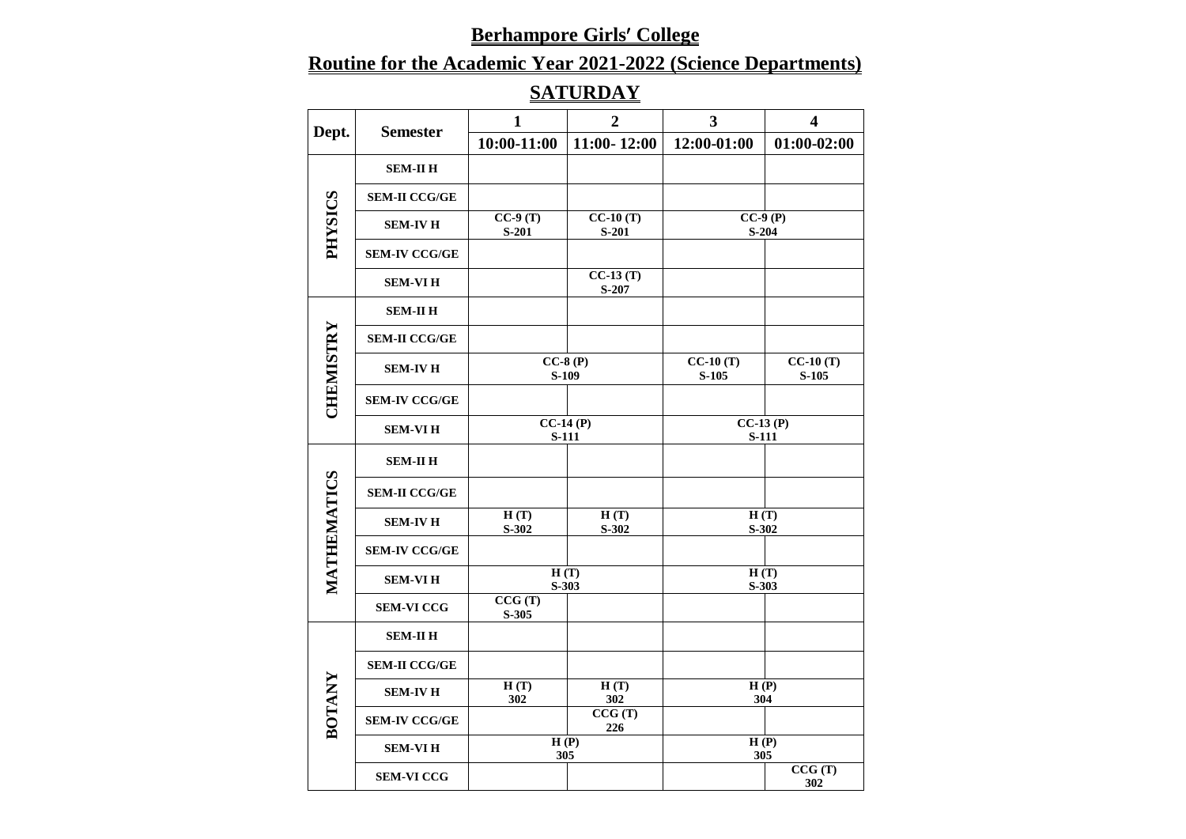## Berhampore Girls′ College

## Routine for the Academic Year 2021-2022 (Science Departments)

## SATURDAY

| Dept. | Semester | 1 | 2 | 3 | 4 |
|---|---|---|---|---|---|
| | | 10:00-11:00 | 11:00- 12:00 | 12:00-01:00 | 01:00-02:00 |
| PHYSICS | SEM-II H | | | | |
| | SEM-II CCG/GE | | | | |
| | SEM-IV H | CC-9 (T) S-201 | CC-10 (T) S-201 | CC-9 (P) S-204 | |
| | SEM-IV CCG/GE | | | | |
| | SEM-VI H | | CC-13 (T) S-207 | | |
| CHEMISTRY | SEM-II H | | | | |
| | SEM-II CCG/GE | | | | |
| | SEM-IV H | CC-8 (P) S-109 | | CC-10 (T) S-105 | CC-10 (T) S-105 |
| | SEM-IV CCG/GE | | | | |
| | SEM-VI H | CC-14 (P) S-111 | | CC-13 (P) S-111 | |
| MATHEMATICS | SEM-II H | | | | |
| | SEM-II CCG/GE | | | | |
| | SEM-IV H | H (T) S-302 | H (T) S-302 | H (T) S-302 | |
| | SEM-IV CCG/GE | | | | |
| | SEM-VI H | H (T) S-303 | | H (T) S-303 | |
| | SEM-VI CCG | CCG (T) S-305 | | | |
| BOTANY | SEM-II H | | | | |
| | SEM-II CCG/GE | | | | |
| | SEM-IV H | H (T) 302 | H (T) 302 | H (P) 304 | |
| | SEM-IV CCG/GE | | CCG (T) 226 | | |
| | SEM-VI H | H (P) 305 | | H (P) 305 | |
| | SEM-VI CCG | | | | CCG (T) 302 |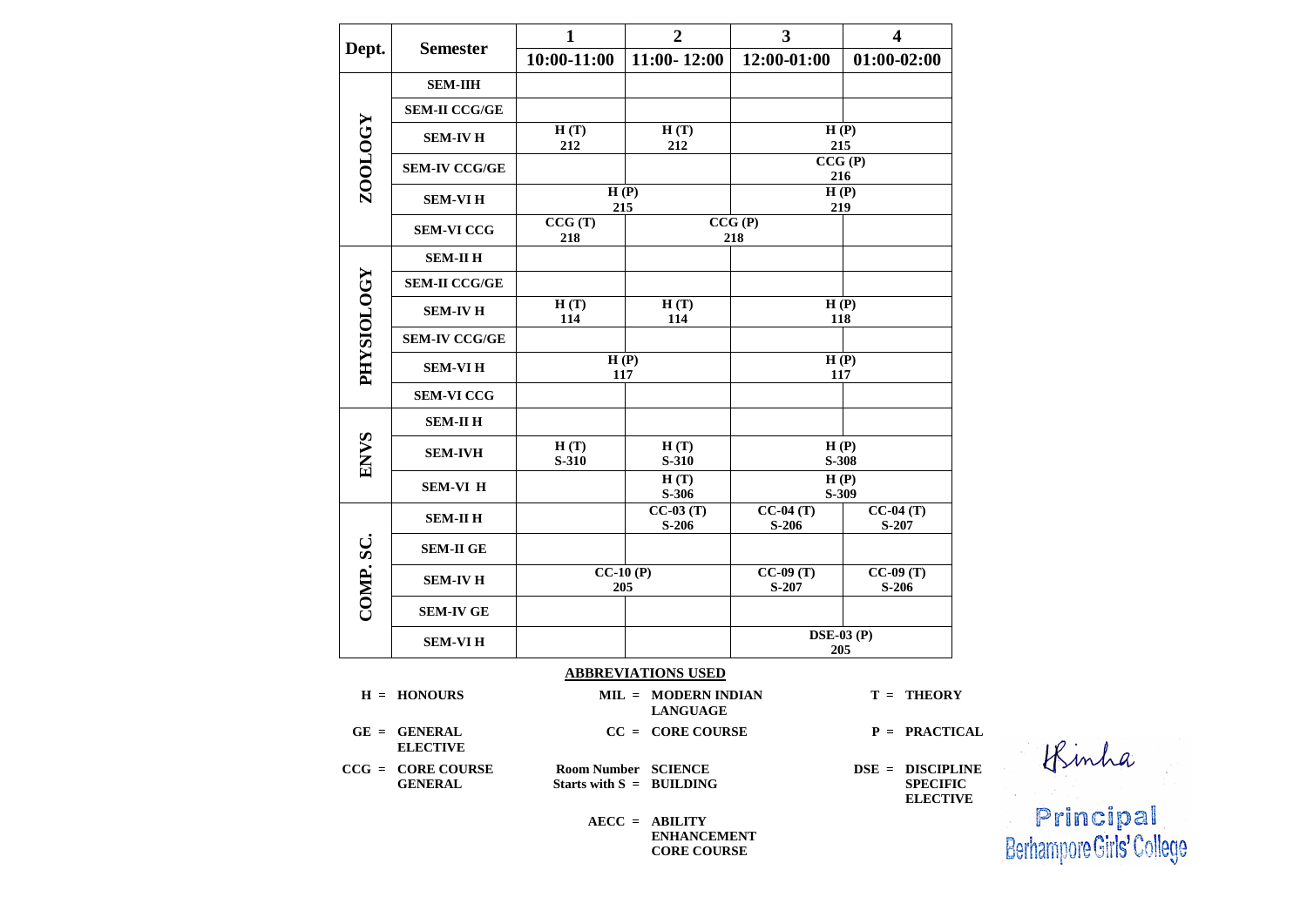| Dept. | Semester | 1<br>10:00-11:00 | 2<br>11:00- 12:00 | 3<br>12:00-01:00 | 4<br>01:00-02:00 |
|---|---|---|---|---|---|
| ZOOLOGY | SEM-IIH | | | | |
| | SEM-II CCG/GE | | | | |
| | SEM-IV H | H (T)<br>212 | H (T)<br>212 | H (P)<br>215 | |
| | SEM-IV CCG/GE | | | CCG (P)<br>216 | |
| | SEM-VI H | H (P)<br>215 | | H (P)<br>219 | |
| | SEM-VI CCG | CCG (T)<br>218 | CCG (P)<br>218 | | |
| PHYSIOLOGY | SEM-II H | | | | |
| | SEM-II CCG/GE | | | | |
| | SEM-IV H | H (T)<br>114 | H (T)<br>114 | H (P)<br>118 | |
| | SEM-IV CCG/GE | | | | |
| | SEM-VI H | H (P)<br>117 | | H (P)<br>117 | |
| | SEM-VI CCG | | | | |
| ENVS | SEM-II H | | | | |
| | SEM-IVH | H (T)<br>S-310 | H (T)<br>S-310 | H (P)<br>S-308 | |
| | SEM-VI H | | H (T)<br>S-306 | H (P)<br>S-309 | |
| COMP. SC. | SEM-II H | | CC-03 (T)<br>S-206 | CC-04 (T)<br>S-206 | CC-04 (T)<br>S-207 |
| | SEM-II GE | | | | |
| | SEM-IV H | CC-10 (P)<br>205 | | CC-09 (T)<br>S-207 | CC-09 (T)<br>S-206 |
| | SEM-IV GE | | | | |
| | SEM-VI H | | | DSE-03 (P)<br>205 | |

**ABBREVIATIONS USED**

H = HONOURS

GE = GENERAL ELECTIVE

CCG = CORE COURSE GENERAL

MIL = MODERN INDIAN LANGUAGE

CC = CORE COURSE

Room Number Starts with S = SCIENCE BUILDING

AECC = ABILITY ENHANCEMENT CORE COURSE

T = THEORY

P = PRACTICAL

DSE = DISCIPLINE SPECIFIC ELECTIVE

Sinha

Principal
Berhampore Girls' College